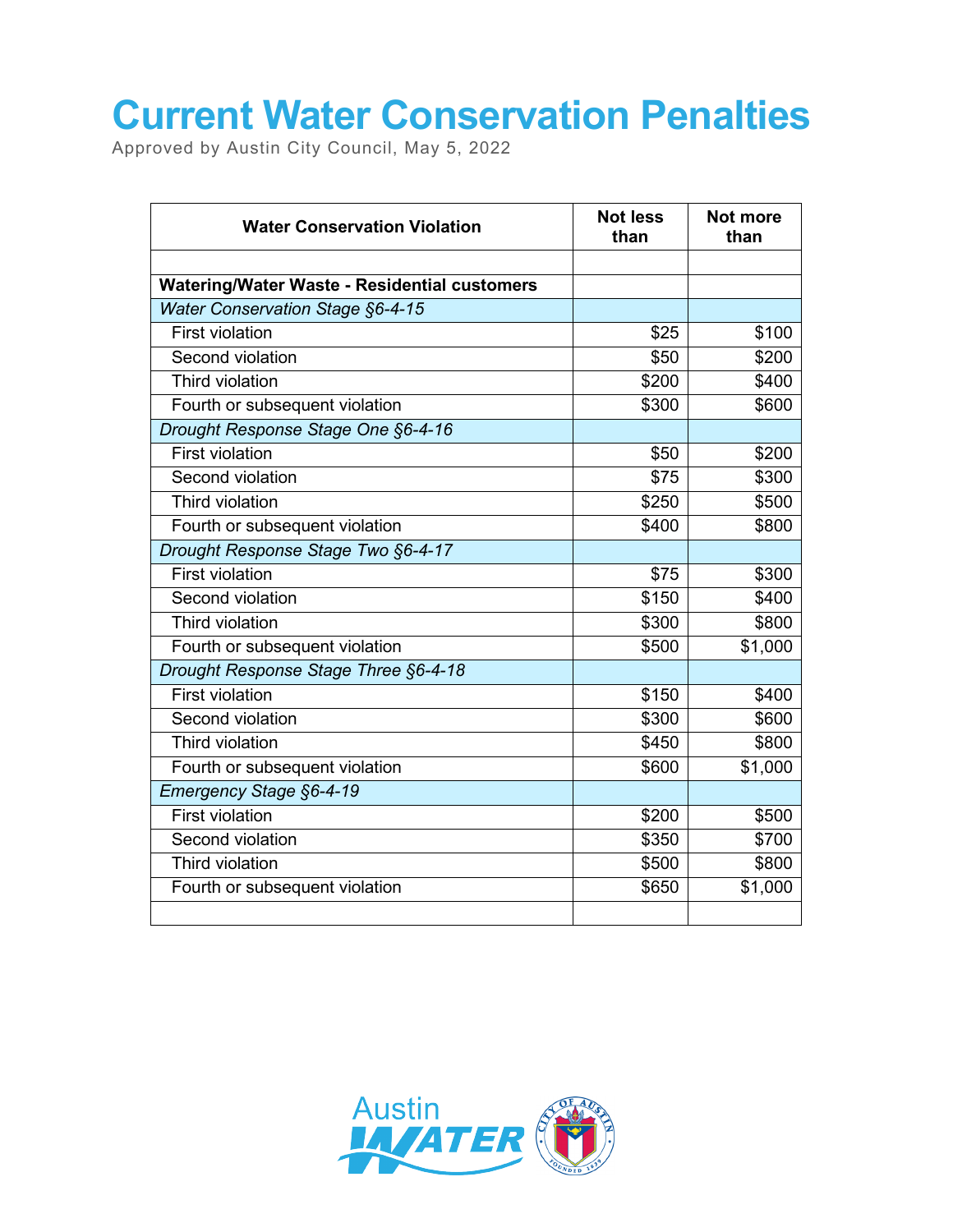# Current Water Conservation Penalties

Approved by Austin City Council, May 5, 2022

| Water Conservation Violation | Not less than | Not more than |
|---|---|---|
| | | |
| **Watering/Water Waste - Residential customers** | | |
| *Water Conservation Stage §6-4-15* | | |
| First violation | $25 | $100 |
| Second violation | $50 | $200 |
| Third violation | $200 | $400 |
| Fourth or subsequent violation | $300 | $600 |
| *Drought Response Stage One §6-4-16* | | |
| First violation | $50 | $200 |
| Second violation | $75 | $300 |
| Third violation | $250 | $500 |
| Fourth or subsequent violation | $400 | $800 |
| *Drought Response Stage Two §6-4-17* | | |
| First violation | $75 | $300 |
| Second violation | $150 | $400 |
| Third violation | $300 | $800 |
| Fourth or subsequent violation | $500 | $1,000 |
| *Drought Response Stage Three §6-4-18* | | |
| First violation | $150 | $400 |
| Second violation | $300 | $600 |
| Third violation | $450 | $800 |
| Fourth or subsequent violation | $600 | $1,000 |
| *Emergency Stage §6-4-19* | | |
| First violation | $200 | $500 |
| Second violation | $350 | $700 |
| Third violation | $500 | $800 |
| Fourth or subsequent violation | $650 | $1,000 |
| | | |

Austin WATER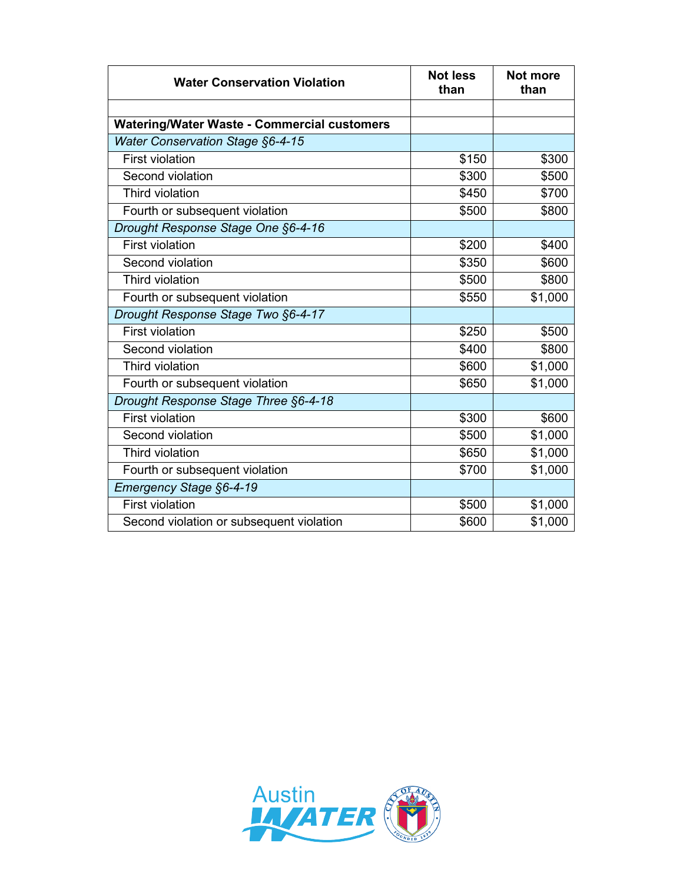| Water Conservation Violation | Not less than | Not more than |
|---|---|---|
| | | |
| **Watering/Water Waste - Commercial customers** | | |
| *Water Conservation Stage §6-4-15* | | |
| First violation | $150 | $300 |
| Second violation | $300 | $500 |
| Third violation | $450 | $700 |
| Fourth or subsequent violation | $500 | $800 |
| *Drought Response Stage One §6-4-16* | | |
| First violation | $200 | $400 |
| Second violation | $350 | $600 |
| Third violation | $500 | $800 |
| Fourth or subsequent violation | $550 | $1,000 |
| *Drought Response Stage Two §6-4-17* | | |
| First violation | $250 | $500 |
| Second violation | $400 | $800 |
| Third violation | $600 | $1,000 |
| Fourth or subsequent violation | $650 | $1,000 |
| *Drought Response Stage Three §6-4-18* | | |
| First violation | $300 | $600 |
| Second violation | $500 | $1,000 |
| Third violation | $650 | $1,000 |
| Fourth or subsequent violation | $700 | $1,000 |
| *Emergency Stage §6-4-19* | | |
| First violation | $500 | $1,000 |
| Second violation or subsequent violation | $600 | $1,000 |

Austin WATER